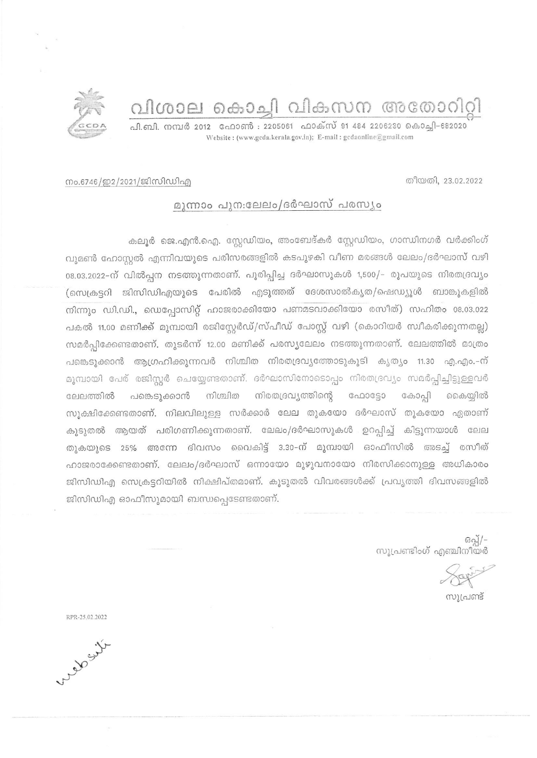# വിശാല കൊച്ചി വികസന അതോറിറ്റി

പി.ബി. നമ്പർ 2012 ഫോൺ : 2205061 ഫാക്സ് 91 484 2206230 കൊച്ചി-682020
Website : (www.gcda.kerala.gov.in); E-mail : gcdaonline@gmail.com

നം.6746/ഇ2/2021/ജിസിഡിഎ

തീയതി, 23.02.2022

## മൂന്നാം പുന:ലേലം/ദർഘാസ് പരസ്യം

കലൂർ ജെ.എൻ.ഐ. സ്റ്റേഡിയം, അംബേദ്കർ സ്റ്റേഡിയം, ഗാന്ധിനഗർ വർക്കിംഗ് വുമൺ ഹോസ്റ്റൽ എന്നിവയുടെ പരിസരങ്ങളിൽ കടപുഴകി വീണ മരങ്ങൾ ലേലം/ദർഘാസ് വഴി 08.03.2022-ന് വിൽപ്പന നടത്തുന്നതാണ്. പൂരിപ്പിച്ച ദർഘാസുകൾ 1,500/- രൂപയുടെ നിരതദ്രവ്യം (സെക്രട്ടറി ജിസിഡിഎയുടെ പേരിൽ എടുത്തത് ദേശസാൽകൃത/ഷെഡ്യൂൾ ബാങ്കുകളിൽ നിന്നും ഡി.ഡി., ഡെപ്പോസിറ്റ് ഹാജരാക്കിയോ പണമടവാക്കിയോ രസീത്) സഹിതം 08.03.022 പകൽ 11.00 മണിക്ക് മുമ്പായി രജിസ്റ്റേർഡ്/സ്പീഡ് പോസ്റ്റ് വഴി (കൊറിയർ സ്വീകരിക്കുന്നതല്ല) സമർപ്പിക്കേണ്ടതാണ്. തുടർന്ന് 12.00 മണിക്ക് പരസ്യലേലം നടത്തുന്നതാണ്. ലേലത്തിൽ മാത്രം പങ്കെടുക്കാൻ ആഗ്രഹിക്കുന്നവർ നിശ്ചിത നിരതദ്രവ്യത്തോടുകൂടി കൃത്യം 11.30 എ.എം.-ന് മുമ്പായി പേര് രജിസ്റ്റർ ചെയ്യേണ്ടതാണ്. ദർഘാസിനോടൊപ്പം നിരതദ്രവ്യം സമർപ്പിച്ചിട്ടുള്ളവർ ലേലത്തിൽ പങ്കെടുക്കാൻ നിശ്ചിത നിരതദ്രവ്യത്തിന്റെ ഫോട്ടോ കോപ്പി കൈയ്യിൽ സൂക്ഷിക്കേണ്ടതാണ്. നിലവിലുള്ള സർക്കാർ ലേല തുകയോ ദർഘാസ് തുകയോ ഏതാണ് കൂടുതൽ ആയത് പരിഗണിക്കുന്നതാണ്. ലേലം/ദർഘാസുകൾ ഉറപ്പിച്ച് കിട്ടുന്നയാൾ ലേല തുകയുടെ 25% അന്നേ ദിവസം വൈകിട്ട് 3.30-ന് മുമ്പായി ഓഫീസിൽ അടച്ച് രസീത് ഹാജരാക്കേണ്ടതാണ്. ലേലം/ദർഘാസ് ഒന്നായോ മുഴുവനായോ നിരസിക്കാനുള്ള അധികാരം ജിസിഡിഎ സെക്രട്ടറിയിൽ നിക്ഷിപ്തമാണ്. കൂടുതൽ വിവരങ്ങൾക്ക് പ്രവൃത്തി ദിവസങ്ങളിൽ ജിസിഡിഎ ഓഫീസുമായി ബന്ധപ്പെടേണ്ടതാണ്.

ഒപ്പ്/-
സൂപ്രണ്ടിംഗ് എഞ്ചിനീയർ

സൂപ്രണ്ട്

RPR-25.02.2022

website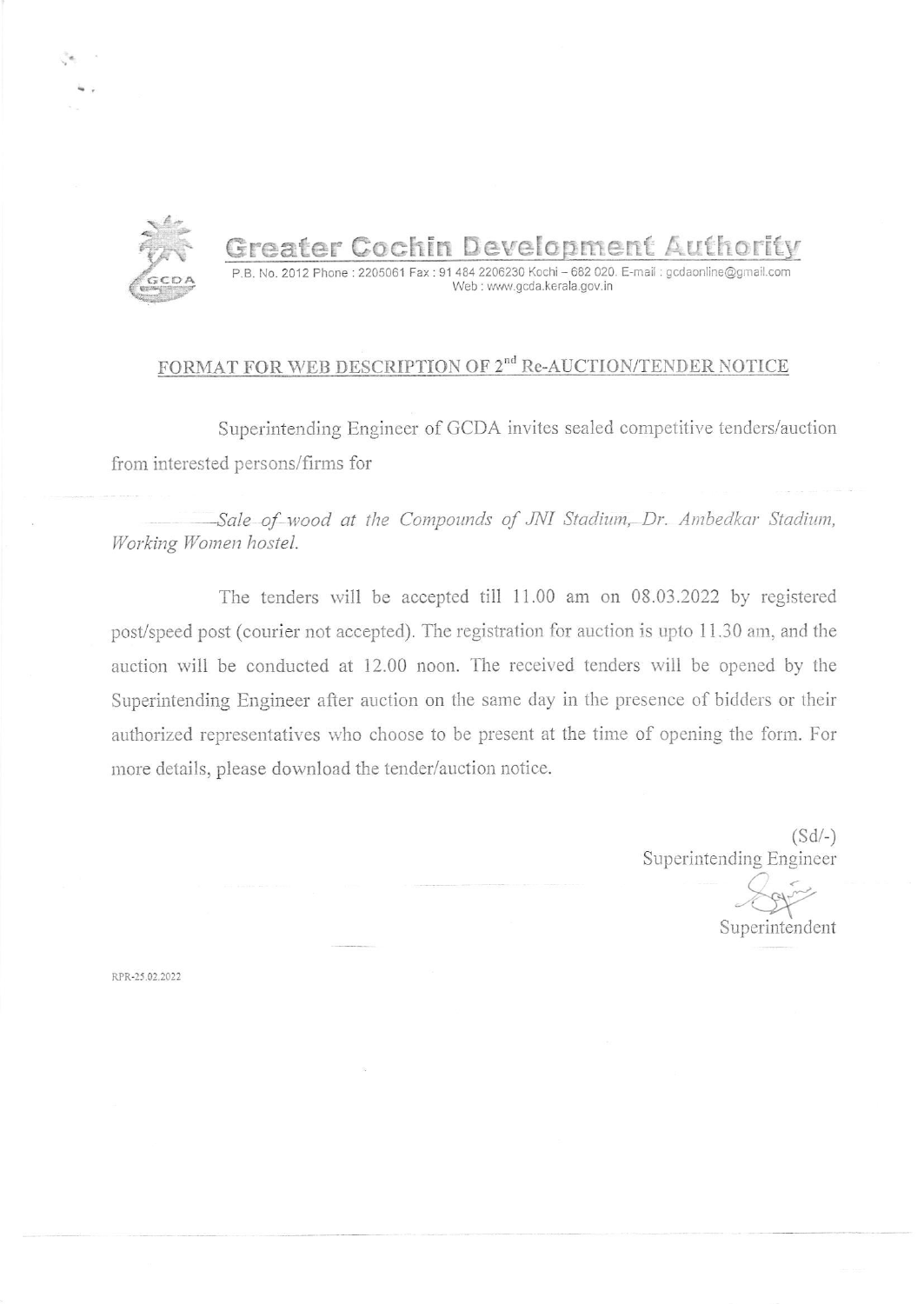# Greater Cochin Development Authority

P.B. No. 2012 Phone : 2205061 Fax : 91 484 2206230 Kochi – 682 020. E-mail : gcdaonline@gmail.com
Web : www.gcda.kerala.gov.in

## FORMAT FOR WEB DESCRIPTION OF 2nd Re-AUCTION/TENDER NOTICE

Superintending Engineer of GCDA invites sealed competitive tenders/auction from interested persons/firms for

*Sale of wood at the Compounds of JNI Stadium, Dr. Ambedkar Stadium, Working Women hostel.*

The tenders will be accepted till 11.00 am on 08.03.2022 by registered post/speed post (courier not accepted). The registration for auction is upto 11.30 am, and the auction will be conducted at 12.00 noon. The received tenders will be opened by the Superintending Engineer after auction on the same day in the presence of bidders or their authorized representatives who choose to be present at the time of opening the form. For more details, please download the tender/auction notice.

(Sd/-)
Superintending Engineer

Superintendent

RPR-25.02.2022